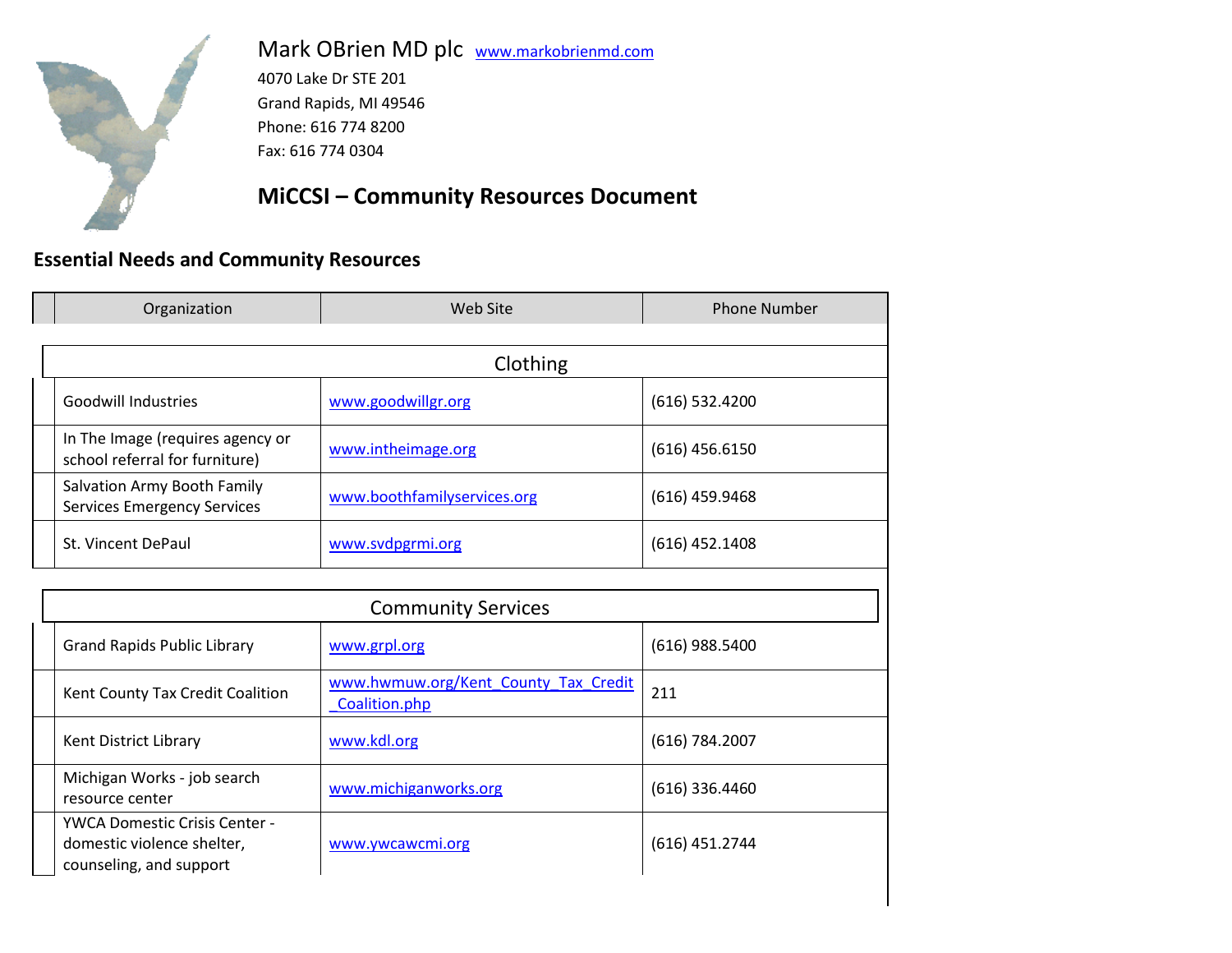Mark OBrien MD plc www.markobrienmd.com

4070 Lake Dr STE 201

Grand Rapids, MI 49546

Phone: 616 774 8200

Fax: 616 774 0304

# MiCCSI – Community Resources Document

## Essential Needs and Community Resources

| Organization | Web Site | Phone Number |
|---|---|---|
| **Clothing** | | |
| Goodwill Industries | www.goodwillgr.org | (616) 532.4200 |
| In The Image (requires agency or school referral for furniture) | www.intheimage.org | (616) 456.6150 |
| Salvation Army Booth Family Services Emergency Services | www.boothfamilyservices.org | (616) 459.9468 |
| St. Vincent DePaul | www.svdpgrmi.org | (616) 452.1408 |
| **Community Services** | | |
| Grand Rapids Public Library | www.grpl.org | (616) 988.5400 |
| Kent County Tax Credit Coalition | www.hwmuw.org/Kent_County_Tax_Credit_Coalition.php | 211 |
| Kent District Library | www.kdl.org | (616) 784.2007 |
| Michigan Works - job search resource center | www.michiganworks.org | (616) 336.4460 |
| YWCA Domestic Crisis Center - domestic violence shelter, counseling, and support | www.ywcawcmi.org | (616) 451.2744 |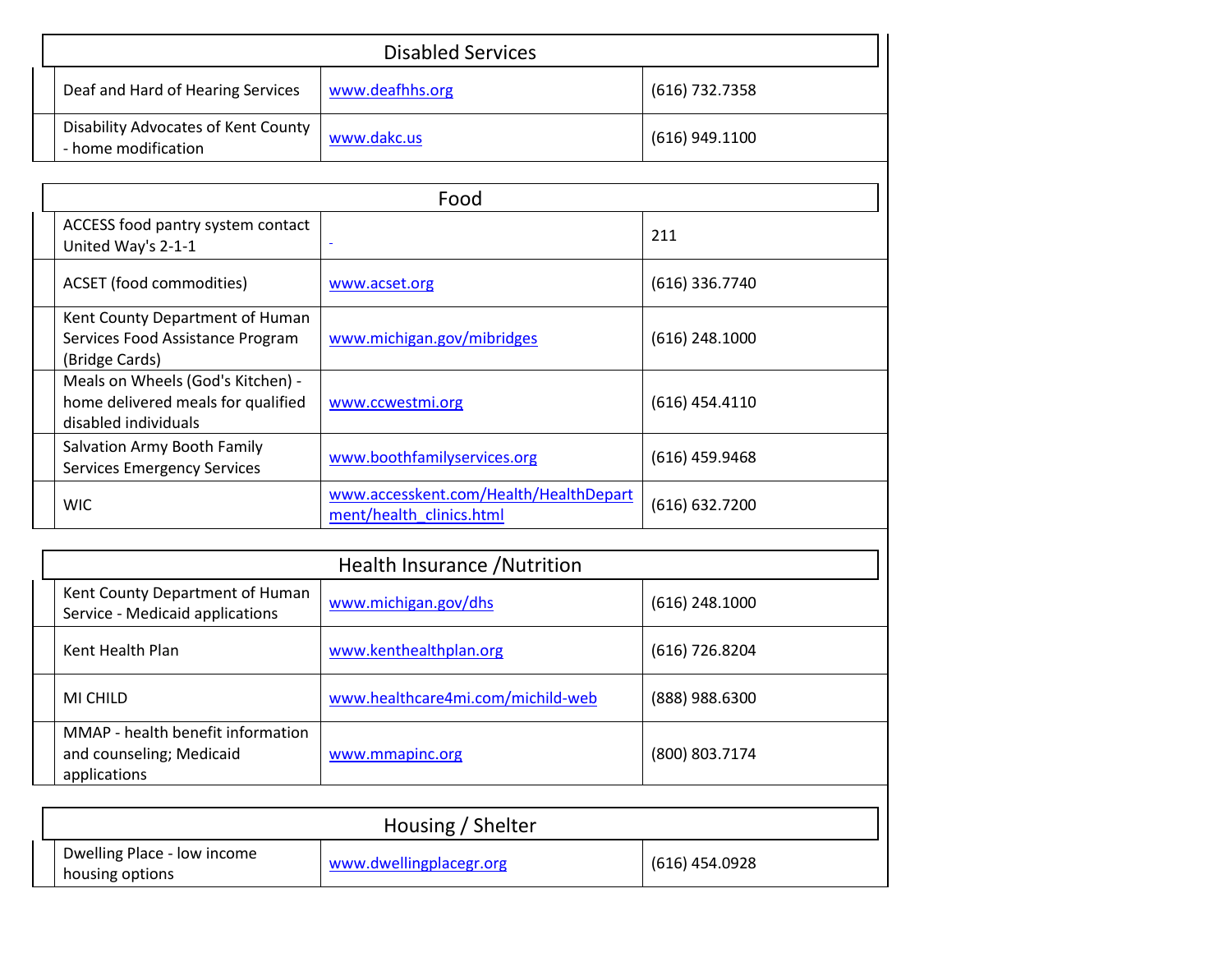## Disabled Services

| | | |
|---|---|---|
| Deaf and Hard of Hearing Services | www.deafhhs.org | (616) 732.7358 |
| Disability Advocates of Kent County - home modification | www.dakc.us | (616) 949.1100 |

## Food

| | | |
|---|---|---|
| ACCESS food pantry system contact United Way's 2-1-1 | | 211 |
| ACSET (food commodities) | www.acset.org | (616) 336.7740 |
| Kent County Department of Human Services Food Assistance Program (Bridge Cards) | www.michigan.gov/mibridges | (616) 248.1000 |
| Meals on Wheels (God's Kitchen) - home delivered meals for qualified disabled individuals | www.ccwestmi.org | (616) 454.4110 |
| Salvation Army Booth Family Services Emergency Services | www.boothfamilyservices.org | (616) 459.9468 |
| WIC | www.accesskent.com/Health/HealthDepartment/health_clinics.html | (616) 632.7200 |

## Health Insurance /Nutrition

| | | |
|---|---|---|
| Kent County Department of Human Service - Medicaid applications | www.michigan.gov/dhs | (616) 248.1000 |
| Kent Health Plan | www.kenthealthplan.org | (616) 726.8204 |
| MI CHILD | www.healthcare4mi.com/michild-web | (888) 988.6300 |
| MMAP - health benefit information and counseling; Medicaid applications | www.mmapinc.org | (800) 803.7174 |

## Housing / Shelter

| | | |
|---|---|---|
| Dwelling Place - low income housing options | www.dwellingplacegr.org | (616) 454.0928 |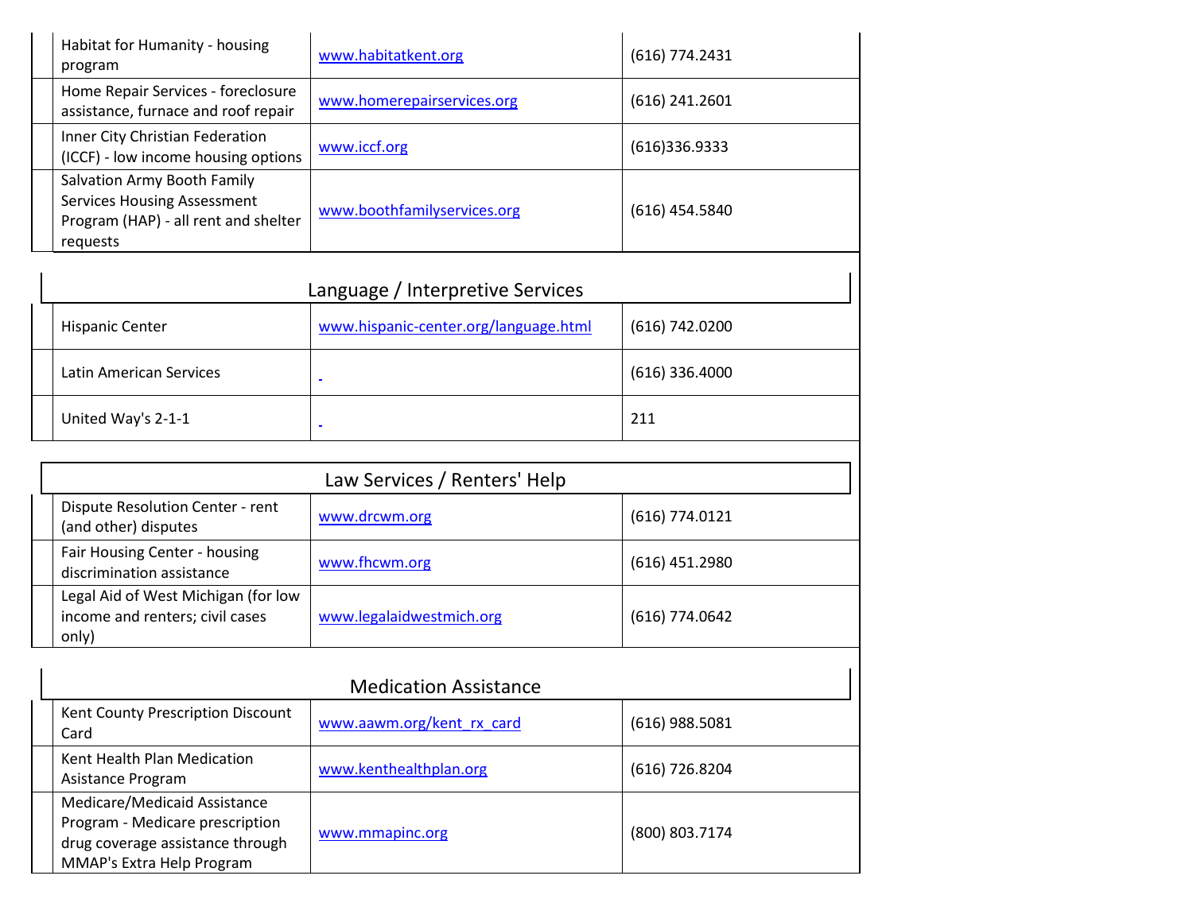| Name | Website | Phone |
|---|---|---|
| Habitat for Humanity - housing program | www.habitatkent.org | (616) 774.2431 |
| Home Repair Services - foreclosure assistance, furnace and roof repair | www.homerepairservices.org | (616) 241.2601 |
| Inner City Christian Federation (ICCF) - low income housing options | www.iccf.org | (616)336.9333 |
| Salvation Army Booth Family Services Housing Assessment Program (HAP) - all rent and shelter requests | www.boothfamilyservices.org | (616) 454.5840 |

## Language / Interpretive Services

| Name | Website | Phone |
|---|---|---|
| Hispanic Center | www.hispanic-center.org/language.html | (616) 742.0200 |
| Latin American Services | | (616) 336.4000 |
| United Way's 2-1-1 | | 211 |

## Law Services / Renters' Help

| Name | Website | Phone |
|---|---|---|
| Dispute Resolution Center - rent (and other) disputes | www.drcwm.org | (616) 774.0121 |
| Fair Housing Center - housing discrimination assistance | www.fhcwm.org | (616) 451.2980 |
| Legal Aid of West Michigan (for low income and renters; civil cases only) | www.legalaidwestmich.org | (616) 774.0642 |

## Medication Assistance

| Name | Website | Phone |
|---|---|---|
| Kent County Prescription Discount Card | www.aawm.org/kent_rx_card | (616) 988.5081 |
| Kent Health Plan Medication Asistance Program | www.kenthealthplan.org | (616) 726.8204 |
| Medicare/Medicaid Assistance Program - Medicare prescription drug coverage assistance through MMAP's Extra Help Program | www.mmapinc.org | (800) 803.7174 |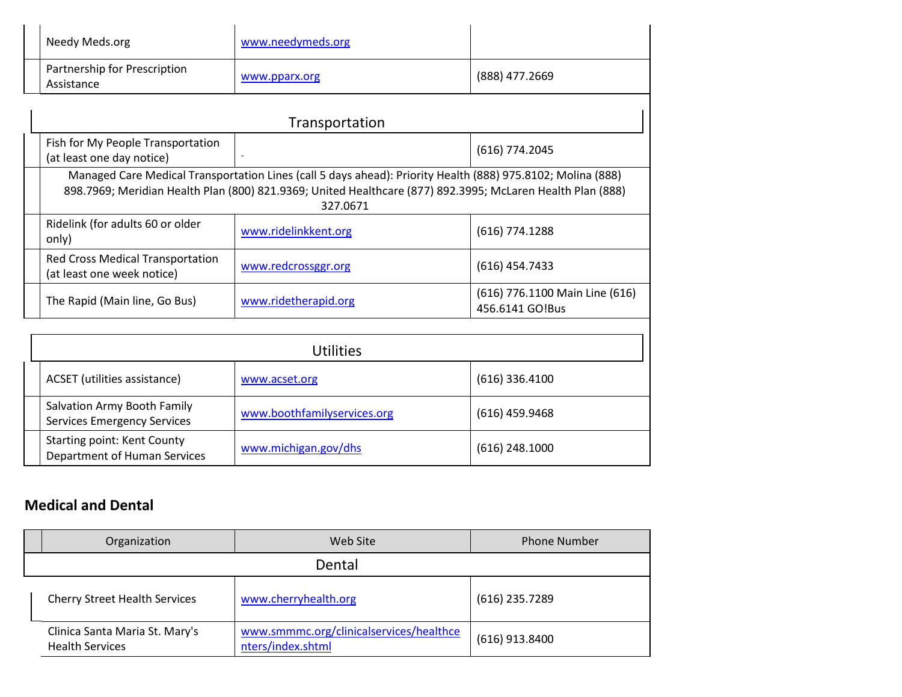| Organization | Web Site | Phone Number |
|---|---|---|
| Needy Meds.org | www.needymeds.org | |
| Partnership for Prescription Assistance | www.pparx.org | (888) 477.2669 |
| **Transportation** | | |
| Fish for My People Transportation (at least one day notice) | - | (616) 774.2045 |
| Managed Care Medical Transportation Lines (call 5 days ahead): Priority Health (888) 975.8102; Molina (888) 898.7969; Meridian Health Plan (800) 821.9369; United Healthcare (877) 892.3995; McLaren Health Plan (888) 327.0671 | | |
| Ridelink (for adults 60 or older only) | www.ridelinkkent.org | (616) 774.1288 |
| Red Cross Medical Transportation (at least one week notice) | www.redcrossggr.org | (616) 454.7433 |
| The Rapid (Main line, Go Bus) | www.ridetherapid.org | (616) 776.1100 Main Line (616) 456.6141 GO!Bus |
| **Utilities** | | |
| ACSET (utilities assistance) | www.acset.org | (616) 336.4100 |
| Salvation Army Booth Family Services Emergency Services | www.boothfamilyservices.org | (616) 459.9468 |
| Starting point: Kent County Department of Human Services | www.michigan.gov/dhs | (616) 248.1000 |

## Medical and Dental

| Organization | Web Site | Phone Number |
|---|---|---|
| **Dental** | | |
| Cherry Street Health Services | www.cherryhealth.org | (616) 235.7289 |
| Clinica Santa Maria St. Mary's Health Services | www.smmmc.org/clinicalservices/healthcenters/index.shtml | (616) 913.8400 |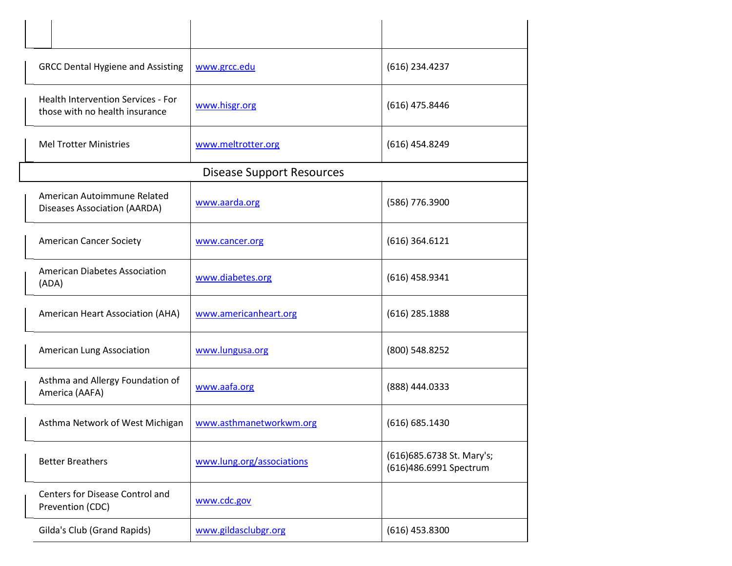| | | |
|---|---|---|
| GRCC Dental Hygiene and Assisting | www.grcc.edu | (616) 234.4237 |
| Health Intervention Services - For those with no health insurance | www.hisgr.org | (616) 475.8446 |
| Mel Trotter Ministries | www.meltrotter.org | (616) 454.8249 |
| **Disease Support Resources** | | |
| American Autoimmune Related Diseases Association (AARDA) | www.aarda.org | (586) 776.3900 |
| American Cancer Society | www.cancer.org | (616) 364.6121 |
| American Diabetes Association (ADA) | www.diabetes.org | (616) 458.9341 |
| American Heart Association (AHA) | www.americanheart.org | (616) 285.1888 |
| American Lung Association | www.lungusa.org | (800) 548.8252 |
| Asthma and Allergy Foundation of America (AAFA) | www.aafa.org | (888) 444.0333 |
| Asthma Network of West Michigan | www.asthmanetworkwm.org | (616) 685.1430 |
| Better Breathers | www.lung.org/associations | (616)685.6738 St. Mary's; (616)486.6991 Spectrum |
| Centers for Disease Control and Prevention (CDC) | www.cdc.gov | |
| Gilda's Club (Grand Rapids) | www.gildasclubgr.org | (616) 453.8300 |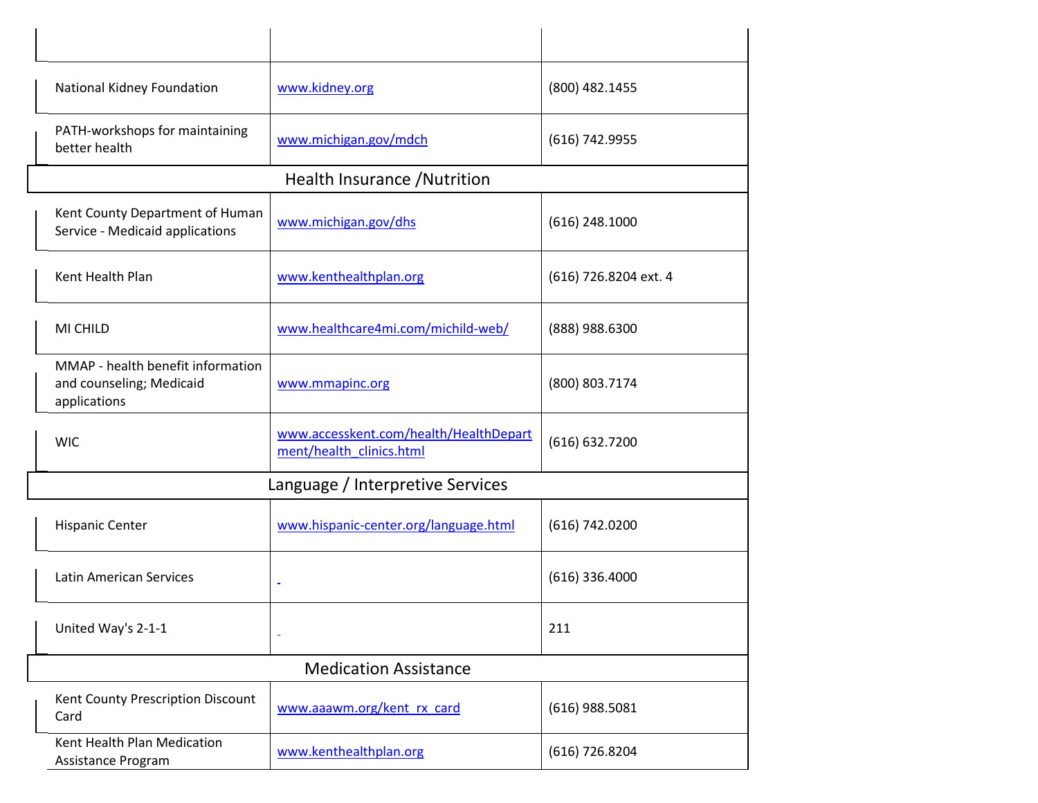| | | |
|---|---|---|
| National Kidney Foundation | www.kidney.org | (800) 482.1455 |
| PATH-workshops for maintaining better health | www.michigan.gov/mdch | (616) 742.9955 |
| **Health Insurance /Nutrition** | | |
| Kent County Department of Human Service - Medicaid applications | www.michigan.gov/dhs | (616) 248.1000 |
| Kent Health Plan | www.kenthealthplan.org | (616) 726.8204 ext. 4 |
| MI CHILD | www.healthcare4mi.com/michild-web/ | (888) 988.6300 |
| MMAP - health benefit information and counseling; Medicaid applications | www.mmapinc.org | (800) 803.7174 |
| WIC | www.accesskent.com/health/HealthDepartment/health_clinics.html | (616) 632.7200 |
| **Language / Interpretive Services** | | |
| Hispanic Center | www.hispanic-center.org/language.html | (616) 742.0200 |
| Latin American Services | | (616) 336.4000 |
| United Way's 2-1-1 | | 211 |
| **Medication Assistance** | | |
| Kent County Prescription Discount Card | www.aaawm.org/kent_rx_card | (616) 988.5081 |
| Kent Health Plan Medication Assistance Program | www.kenthealthplan.org | (616) 726.8204 |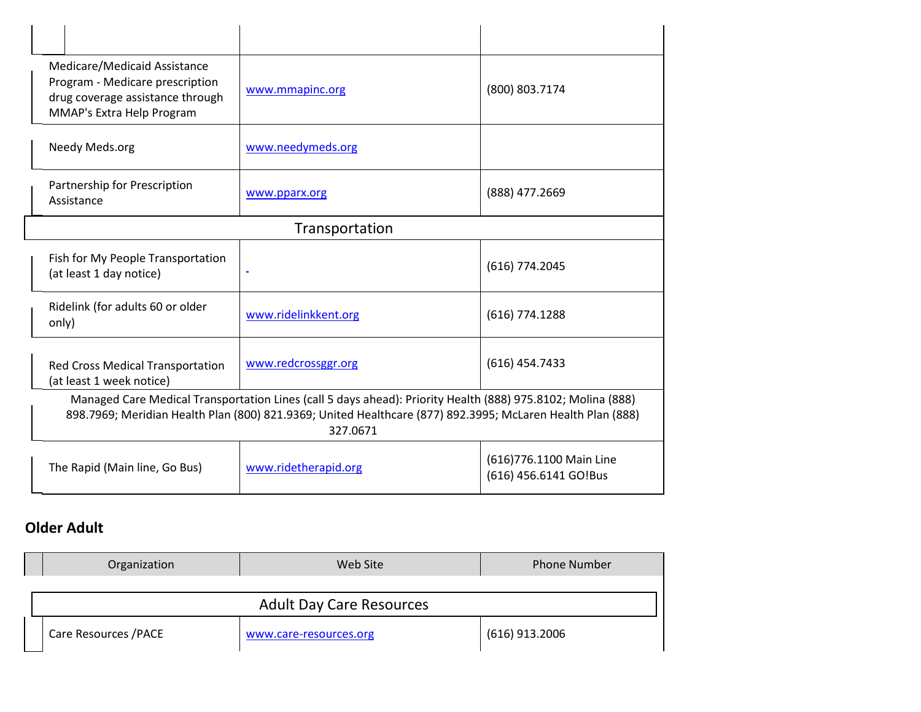| | | |
|---|---|---|
| | | |
| Medicare/Medicaid Assistance Program - Medicare prescription drug coverage assistance through MMAP's Extra Help Program | www.mmapinc.org | (800) 803.7174 |
| Needy Meds.org | www.needymeds.org | |
| Partnership for Prescription Assistance | www.pparx.org | (888) 477.2669 |
| **Transportation** | | |
| Fish for My People Transportation (at least 1 day notice) | | (616) 774.2045 |
| Ridelink (for adults 60 or older only) | www.ridelinkkent.org | (616) 774.1288 |
| Red Cross Medical Transportation (at least 1 week notice) | www.redcrossggr.org | (616) 454.7433 |
| Managed Care Medical Transportation Lines (call 5 days ahead): Priority Health (888) 975.8102; Molina (888) 898.7969; Meridian Health Plan (800) 821.9369; United Healthcare (877) 892.3995; McLaren Health Plan (888) 327.0671 | | |
| The Rapid (Main line, Go Bus) | www.ridetherapid.org | (616)776.1100 Main Line<br>(616) 456.6141 GO!Bus |

## Older Adult

| Organization | Web Site | Phone Number |
|---|---|---|
| **Adult Day Care Resources** | | |
| Care Resources /PACE | www.care-resources.org | (616) 913.2006 |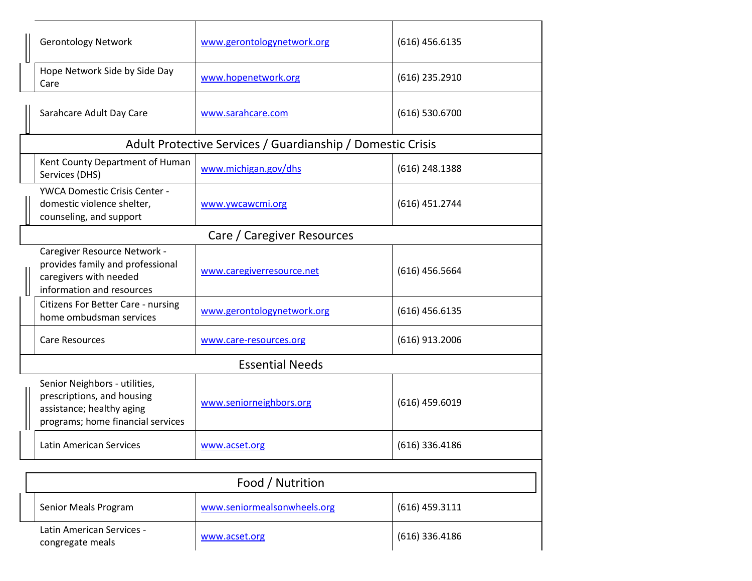| | | |
|---|---|---|
| Gerontology Network | www.gerontologynetwork.org | (616) 456.6135 |
| Hope Network Side by Side Day Care | www.hopenetwork.org | (616) 235.2910 |
| Sarahcare Adult Day Care | www.sarahcare.com | (616) 530.6700 |
| **Adult Protective Services / Guardianship / Domestic Crisis** | | |
| Kent County Department of Human Services (DHS) | www.michigan.gov/dhs | (616) 248.1388 |
| YWCA Domestic Crisis Center - domestic violence shelter, counseling, and support | www.ywcawcmi.org | (616) 451.2744 |
| **Care / Caregiver Resources** | | |
| Caregiver Resource Network - provides family and professional caregivers with needed information and resources | www.caregiverresource.net | (616) 456.5664 |
| Citizens For Better Care - nursing home ombudsman services | www.gerontologynetwork.org | (616) 456.6135 |
| Care Resources | www.care-resources.org | (616) 913.2006 |
| **Essential Needs** | | |
| Senior Neighbors - utilities, prescriptions, and housing assistance; healthy aging programs; home financial services | www.seniorneighbors.org | (616) 459.6019 |
| Latin American Services | www.acset.org | (616) 336.4186 |

| | | |
|---|---|---|
| **Food / Nutrition** | | |
| Senior Meals Program | www.seniormealsonwheels.org | (616) 459.3111 |
| Latin American Services - congregate meals | www.acset.org | (616) 336.4186 |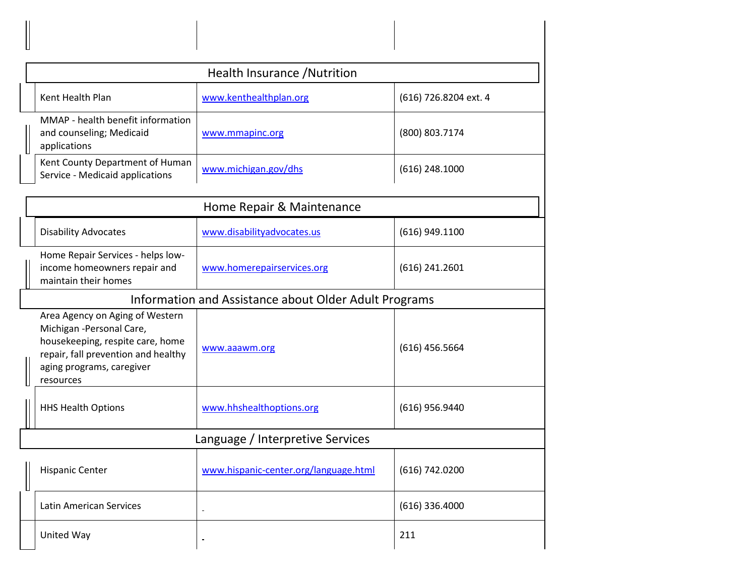| | | |
|---|---|---|
| **Health Insurance /Nutrition** | | |
| Kent Health Plan | www.kenthealthplan.org | (616) 726.8204 ext. 4 |
| MMAP - health benefit information and counseling; Medicaid applications | www.mmapinc.org | (800) 803.7174 |
| Kent County Department of Human Service - Medicaid applications | www.michigan.gov/dhs | (616) 248.1000 |
| **Home Repair & Maintenance** | | |
| Disability Advocates | www.disabilityadvocates.us | (616) 949.1100 |
| Home Repair Services - helps low-income homeowners repair and maintain their homes | www.homerepairservices.org | (616) 241.2601 |
| **Information and Assistance about Older Adult Programs** | | |
| Area Agency on Aging of Western Michigan -Personal Care, housekeeping, respite care, home repair, fall prevention and healthy aging programs, caregiver resources | www.aaawm.org | (616) 456.5664 |
| HHS Health Options | www.hhshealthoptions.org | (616) 956.9440 |
| **Language / Interpretive Services** | | |
| Hispanic Center | www.hispanic-center.org/language.html | (616) 742.0200 |
| Latin American Services | | (616) 336.4000 |
| United Way | | 211 |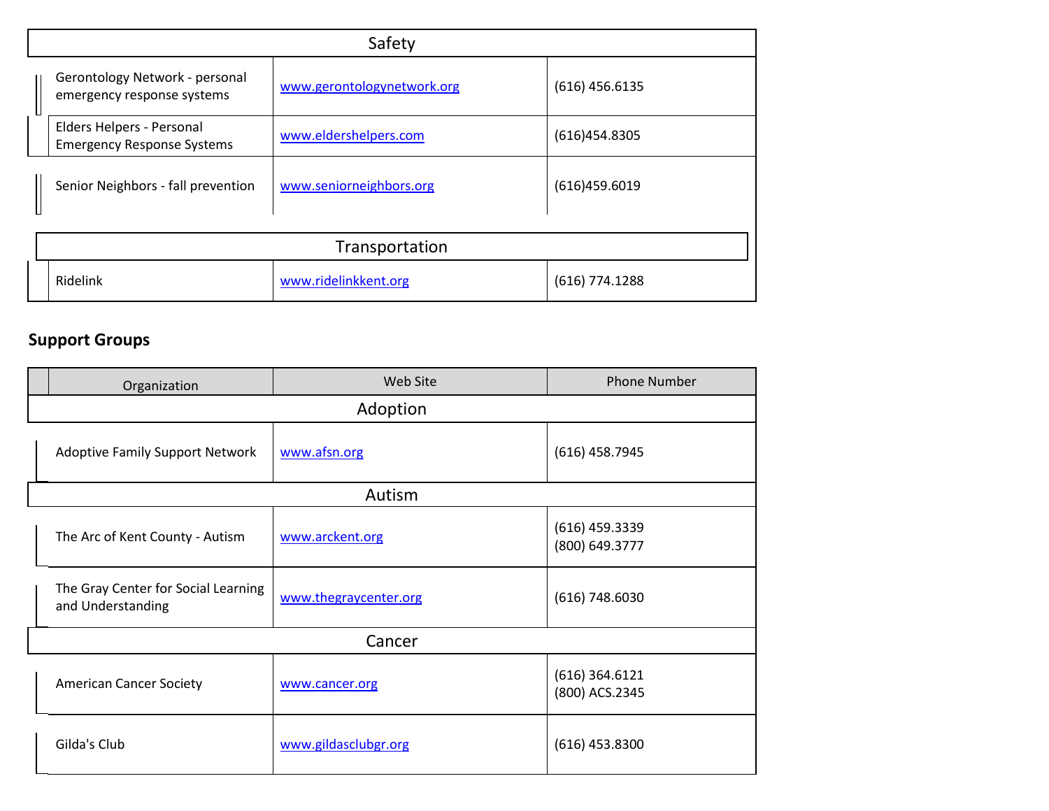| Safety | | |
|---|---|---|
| Gerontology Network - personal emergency response systems | www.gerontologynetwork.org | (616) 456.6135 |
| Elders Helpers - Personal Emergency Response Systems | www.eldershelpers.com | (616)454.8305 |
| Senior Neighbors - fall prevention | www.seniorneighbors.org | (616)459.6019 |
| **Transportation** | | |
| Ridelink | www.ridelinkkent.org | (616) 774.1288 |

## Support Groups

| Organization | Web Site | Phone Number |
|---|---|---|
| **Adoption** | | |
| Adoptive Family Support Network | www.afsn.org | (616) 458.7945 |
| **Autism** | | |
| The Arc of Kent County - Autism | www.arckent.org | (616) 459.3339<br>(800) 649.3777 |
| The Gray Center for Social Learning and Understanding | www.thegraycenter.org | (616) 748.6030 |
| **Cancer** | | |
| American Cancer Society | www.cancer.org | (616) 364.6121<br>(800) ACS.2345 |
| Gilda's Club | www.gildasclubgr.org | (616) 453.8300 |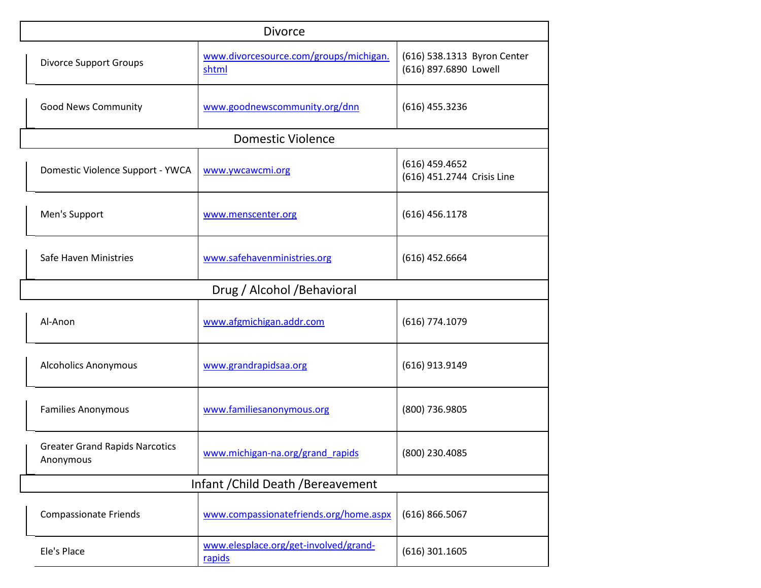| Divorce | | |
|---|---|---|
| Divorce Support Groups | www.divorcesource.com/groups/michigan.shtml | (616) 538.1313 Byron Center<br>(616) 897.6890 Lowell |
| Good News Community | www.goodnewscommunity.org/dnn | (616) 455.3236 |
| **Domestic Violence** | | |
| Domestic Violence Support - YWCA | www.ywcawcmi.org | (616) 459.4652<br>(616) 451.2744 Crisis Line |
| Men's Support | www.menscenter.org | (616) 456.1178 |
| Safe Haven Ministries | www.safehavenministries.org | (616) 452.6664 |
| **Drug / Alcohol /Behavioral** | | |
| Al-Anon | www.afgmichigan.addr.com | (616) 774.1079 |
| Alcoholics Anonymous | www.grandrapidsaa.org | (616) 913.9149 |
| Families Anonymous | www.familiesanonymous.org | (800) 736.9805 |
| Greater Grand Rapids Narcotics Anonymous | www.michigan-na.org/grand_rapids | (800) 230.4085 |
| **Infant /Child Death /Bereavement** | | |
| Compassionate Friends | www.compassionatefriends.org/home.aspx | (616) 866.5067 |
| Ele's Place | www.elesplace.org/get-involved/grand-rapids | (616) 301.1605 |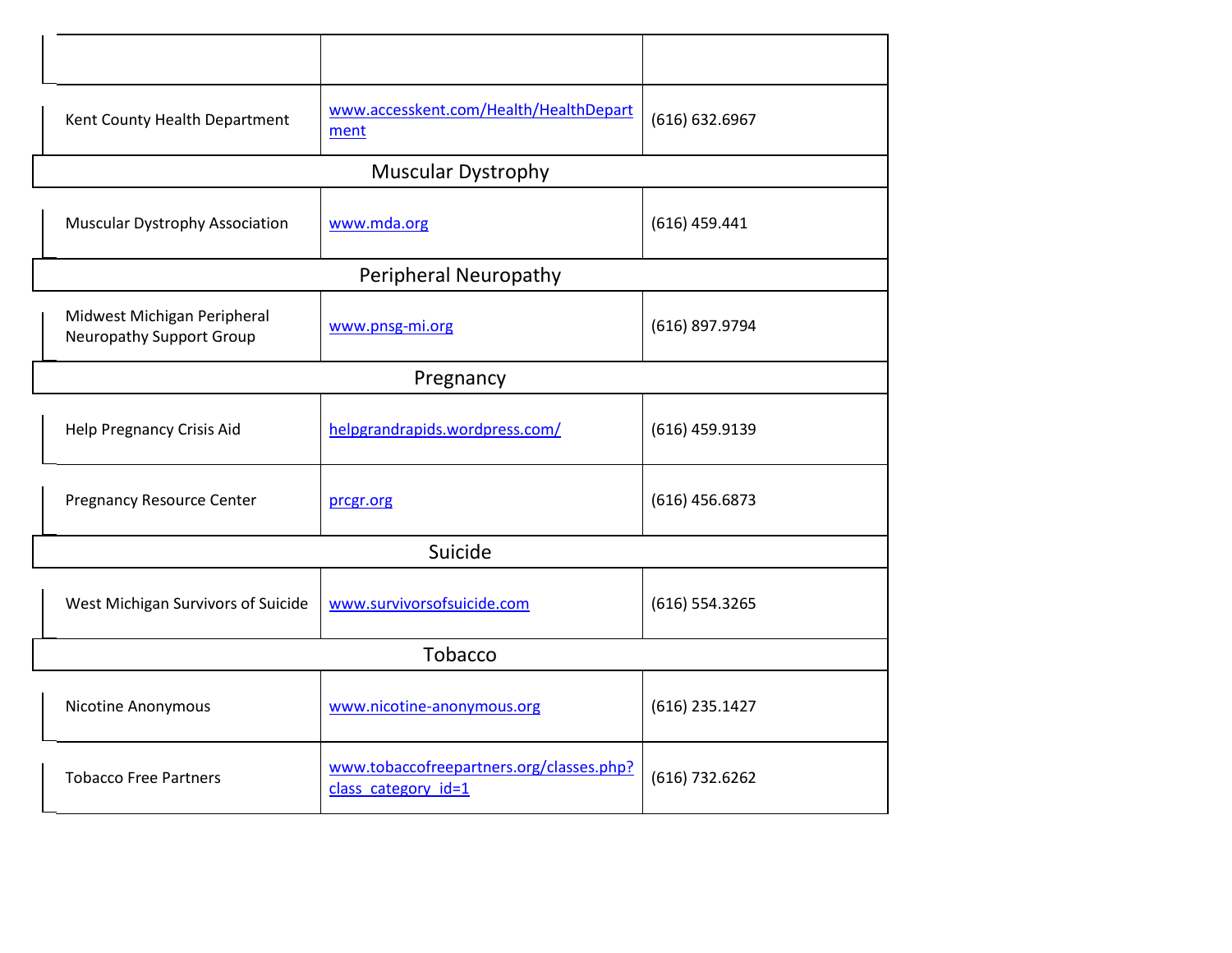| | | |
|---|---|---|
| Kent County Health Department | www.accesskent.com/Health/HealthDepartment | (616) 632.6967 |
| **Muscular Dystrophy** | | |
| Muscular Dystrophy Association | www.mda.org | (616) 459.441 |
| **Peripheral Neuropathy** | | |
| Midwest Michigan Peripheral Neuropathy Support Group | www.pnsg-mi.org | (616) 897.9794 |
| **Pregnancy** | | |
| Help Pregnancy Crisis Aid | helpgrandrapids.wordpress.com/ | (616) 459.9139 |
| Pregnancy Resource Center | prcgr.org | (616) 456.6873 |
| **Suicide** | | |
| West Michigan Survivors of Suicide | www.survivorsofsuicide.com | (616) 554.3265 |
| **Tobacco** | | |
| Nicotine Anonymous | www.nicotine-anonymous.org | (616) 235.1427 |
| Tobacco Free Partners | www.tobaccofreepartners.org/classes.php?class_category_id=1 | (616) 732.6262 |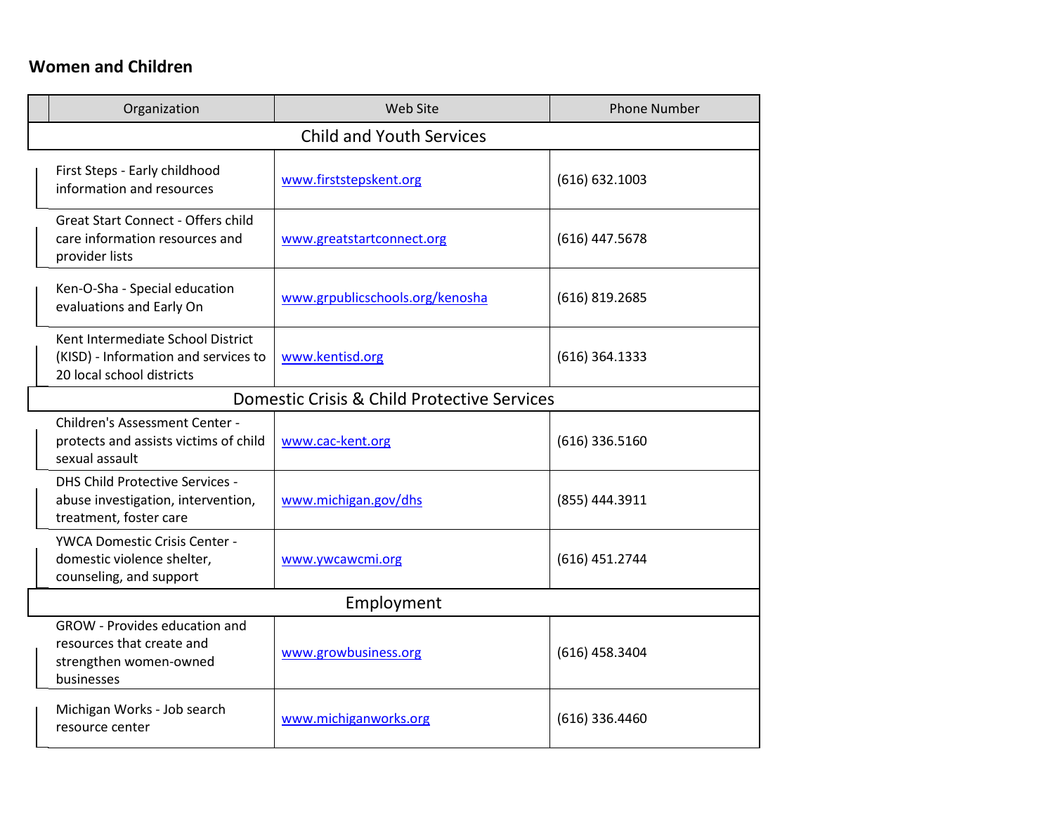## Women and Children

| Organization | Web Site | Phone Number |
|---|---|---|
| **Child and Youth Services** | | |
| First Steps - Early childhood information and resources | www.firststepskent.org | (616) 632.1003 |
| Great Start Connect - Offers child care information resources and provider lists | www.greatstartconnect.org | (616) 447.5678 |
| Ken-O-Sha - Special education evaluations and Early On | www.grpublicschools.org/kenosha | (616) 819.2685 |
| Kent Intermediate School District (KISD) - Information and services to 20 local school districts | www.kentisd.org | (616) 364.1333 |
| **Domestic Crisis & Child Protective Services** | | |
| Children's Assessment Center - protects and assists victims of child sexual assault | www.cac-kent.org | (616) 336.5160 |
| DHS Child Protective Services - abuse investigation, intervention, treatment, foster care | www.michigan.gov/dhs | (855) 444.3911 |
| YWCA Domestic Crisis Center - domestic violence shelter, counseling, and support | www.ywcawcmi.org | (616) 451.2744 |
| **Employment** | | |
| GROW - Provides education and resources that create and strengthen women-owned businesses | www.growbusiness.org | (616) 458.3404 |
| Michigan Works - Job search resource center | www.michiganworks.org | (616) 336.4460 |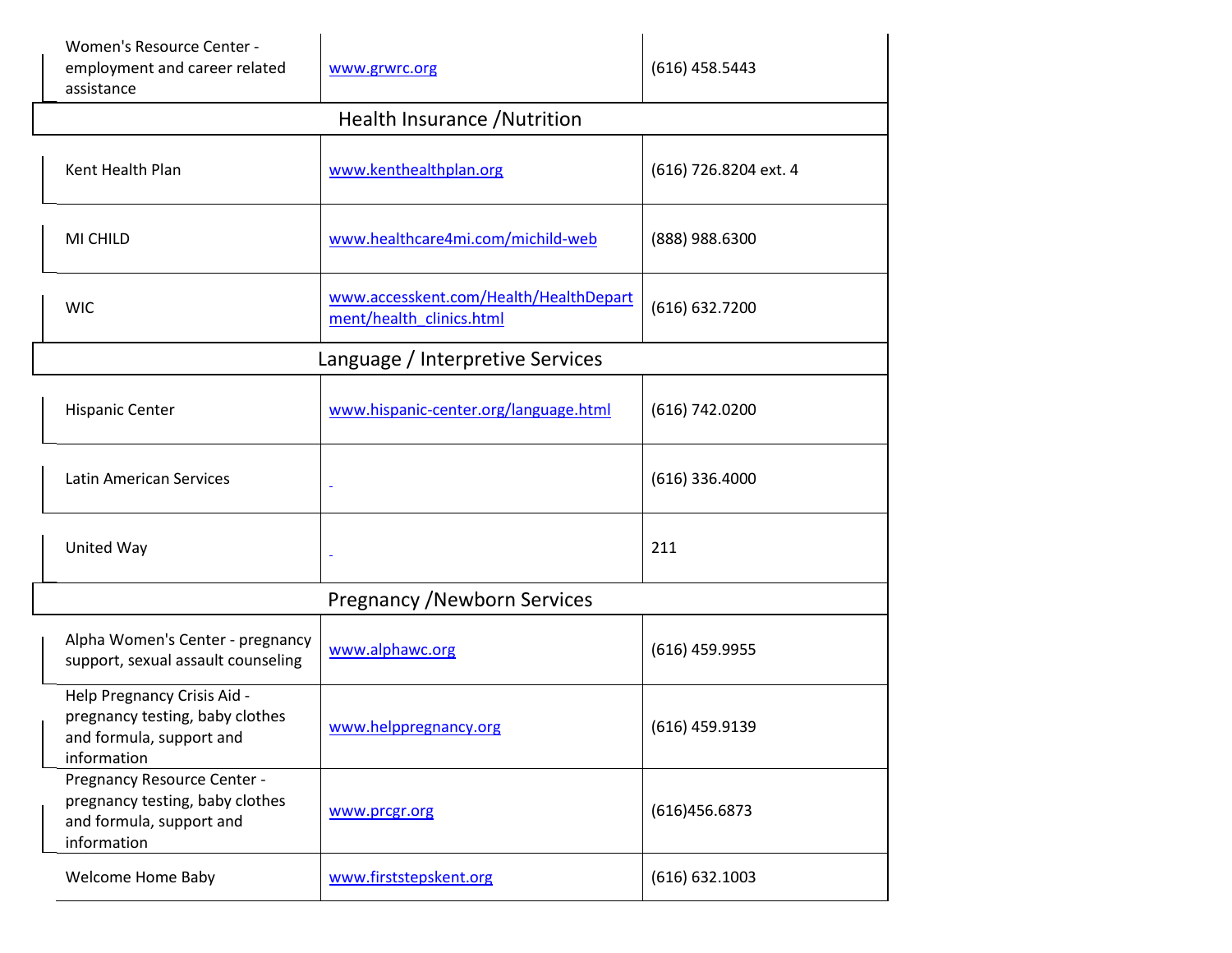| | | |
|---|---|---|
| Women's Resource Center - employment and career related assistance | www.grwrc.org | (616) 458.5443 |
| **Health Insurance /Nutrition** | | |
| Kent Health Plan | www.kenthealthplan.org | (616) 726.8204 ext. 4 |
| MI CHILD | www.healthcare4mi.com/michild-web | (888) 988.6300 |
| WIC | www.accesskent.com/Health/HealthDepartment/health_clinics.html | (616) 632.7200 |
| **Language / Interpretive Services** | | |
| Hispanic Center | www.hispanic-center.org/language.html | (616) 742.0200 |
| Latin American Services | | (616) 336.4000 |
| United Way | | 211 |
| **Pregnancy /Newborn Services** | | |
| Alpha Women's Center - pregnancy support, sexual assault counseling | www.alphawc.org | (616) 459.9955 |
| Help Pregnancy Crisis Aid - pregnancy testing, baby clothes and formula, support and information | www.helppregnancy.org | (616) 459.9139 |
| Pregnancy Resource Center - pregnancy testing, baby clothes and formula, support and information | www.prcgr.org | (616)456.6873 |
| Welcome Home Baby | www.firststepskent.org | (616) 632.1003 |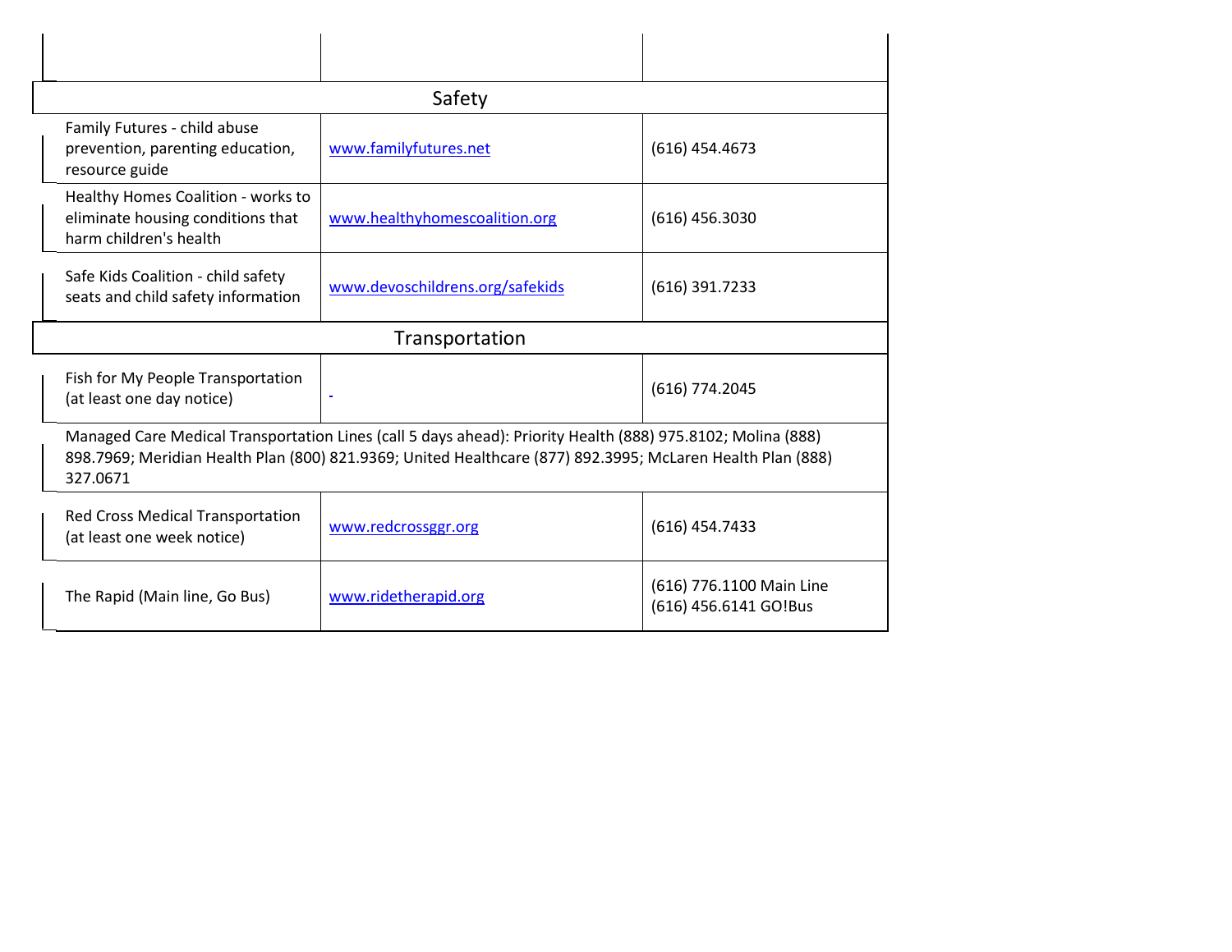| | | |
|---|---|---|
| | | |
| Safety | | |
| Family Futures - child abuse prevention, parenting education, resource guide | www.familyfutures.net | (616) 454.4673 |
| Healthy Homes Coalition - works to eliminate housing conditions that harm children's health | www.healthyhomescoalition.org | (616) 456.3030 |
| Safe Kids Coalition - child safety seats and child safety information | www.devoschildrens.org/safekids | (616) 391.7233 |
| Transportation | | |
| Fish for My People Transportation (at least one day notice) | | (616) 774.2045 |
| Managed Care Medical Transportation Lines (call 5 days ahead): Priority Health (888) 975.8102; Molina (888) 898.7969; Meridian Health Plan (800) 821.9369; United Healthcare (877) 892.3995; McLaren Health Plan (888) 327.0671 | | |
| Red Cross Medical Transportation (at least one week notice) | www.redcrossggr.org | (616) 454.7433 |
| The Rapid (Main line, Go Bus) | www.ridetherapid.org | (616) 776.1100 Main Line<br>(616) 456.6141 GO!Bus |